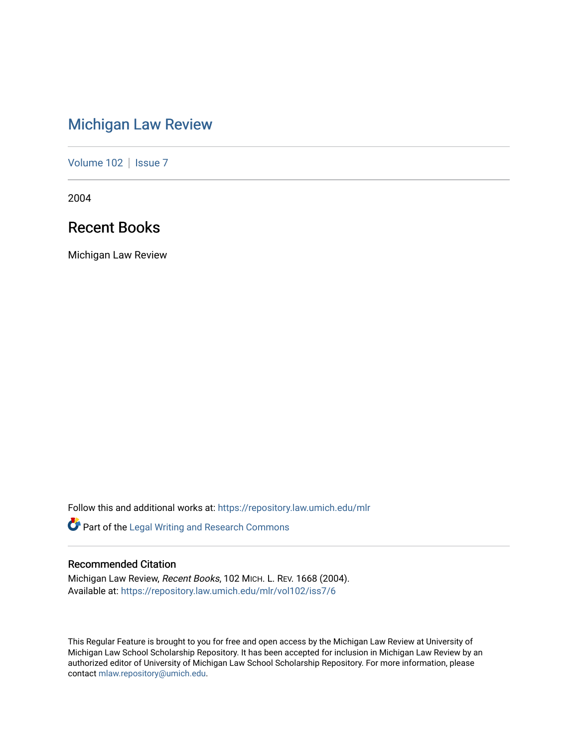# Michigan Law Review

Volume 102 | Issue 7

2004

## Recent Books

Michigan Law Review

Follow this and additional works at: https://repository.law.umich.edu/mlr

Part of the Legal Writing and Research Commons

### Recommended Citation

Michigan Law Review, *Recent Books*, 102 MICH. L. REV. 1668 (2004).
Available at: https://repository.law.umich.edu/mlr/vol102/iss7/6

This Regular Feature is brought to you for free and open access by the Michigan Law Review at University of Michigan Law School Scholarship Repository. It has been accepted for inclusion in Michigan Law Review by an authorized editor of University of Michigan Law School Scholarship Repository. For more information, please contact mlaw.repository@umich.edu.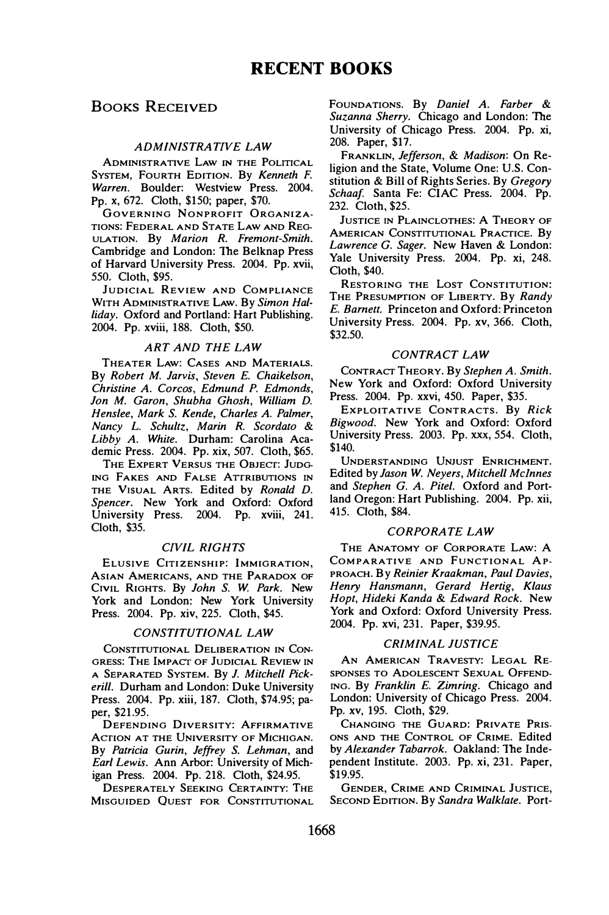# RECENT BOOKS

## BOOKS RECEIVED

### *ADMINISTRATIVE LAW*

ADMINISTRATIVE LAW IN THE POLITICAL SYSTEM, FOURTH EDITION. By *Kenneth F. Warren*. Boulder: Westview Press. 2004. Pp. x, 672. Cloth, $150; paper, $70.

GOVERNING NONPROFIT ORGANIZATIONS: FEDERAL AND STATE LAW AND REGULATION. By *Marion R. Fremont-Smith*. Cambridge and London: The Belknap Press of Harvard University Press. 2004. Pp. xvii, 550. Cloth, $95.

JUDICIAL REVIEW AND COMPLIANCE WITH ADMINISTRATIVE LAW. By *Simon Halliday*. Oxford and Portland: Hart Publishing. 2004. Pp. xviii, 188. Cloth, $50.

### *ART AND THE LAW*

THEATER LAW: CASES AND MATERIALS. By *Robert M. Jarvis, Steven E. Chaikelson, Christine A. Corcos, Edmund P. Edmonds, Jon M. Garon, Shubha Ghosh, William D. Henslee, Mark S. Kende, Charles A. Palmer, Nancy L. Schultz, Marin R. Scordato & Libby A. White*. Durham: Carolina Academic Press. 2004. Pp. xix, 507. Cloth, $65.

THE EXPERT VERSUS THE OBJECT: JUDGING FAKES AND FALSE ATTRIBUTIONS IN THE VISUAL ARTS. Edited by *Ronald D. Spencer*. New York and Oxford: Oxford University Press. 2004. Pp. xviii, 241. Cloth, $35.

### *CIVIL RIGHTS*

ELUSIVE CITIZENSHIP: IMMIGRATION, ASIAN AMERICANS, AND THE PARADOX OF CIVIL RIGHTS. By *John S. W. Park*. New York and London: New York University Press. 2004. Pp. xiv, 225. Cloth, $45.

### *CONSTITUTIONAL LAW*

CONSTITUTIONAL DELIBERATION IN CONGRESS: THE IMPACT OF JUDICIAL REVIEW IN A SEPARATED SYSTEM. By *J. Mitchell Pickerill*. Durham and London: Duke University Press. 2004. Pp. xiii, 187. Cloth, $74.95; paper, $21.95.

DEFENDING DIVERSITY: AFFIRMATIVE ACTION AT THE UNIVERSITY OF MICHIGAN. By *Patricia Gurin, Jeffrey S. Lehman*, and *Earl Lewis*. Ann Arbor: University of Michigan Press. 2004. Pp. 218. Cloth, $24.95.

DESPERATELY SEEKING CERTAINTY: THE MISGUIDED QUEST FOR CONSTITUTIONAL FOUNDATIONS. By *Daniel A. Farber & Suzanna Sherry*. Chicago and London: The University of Chicago Press. 2004. Pp. xi, 208. Paper, $17.

FRANKLIN, *Jefferson*, & *Madison*: On Religion and the State, Volume One: U.S. Constitution & Bill of Rights Series. By *Gregory Schaaf*. Santa Fe: CIAC Press. 2004. Pp. 232. Cloth, $25.

JUSTICE IN PLAINCLOTHES: A THEORY OF AMERICAN CONSTITUTIONAL PRACTICE. By *Lawrence G. Sager*. New Haven & London: Yale University Press. 2004. Pp. xi, 248. Cloth, $40.

RESTORING THE LOST CONSTITUTION: THE PRESUMPTION OF LIBERTY. By *Randy E. Barnett*. Princeton and Oxford: Princeton University Press. 2004. Pp. xv, 366. Cloth, $32.50.

### *CONTRACT LAW*

CONTRACT THEORY. By *Stephen A. Smith*. New York and Oxford: Oxford University Press. 2004. Pp. xxvi, 450. Paper, $35.

EXPLOITATIVE CONTRACTS. By *Rick Bigwood*. New York and Oxford: Oxford University Press. 2003. Pp. xxx, 554. Cloth, $140.

UNDERSTANDING UNJUST ENRICHMENT. Edited by *Jason W. Neyers, Mitchell McInnes* and *Stephen G. A. Pitel*. Oxford and Portland Oregon: Hart Publishing. 2004. Pp. xii, 415. Cloth, $84.

### *CORPORATE LAW*

THE ANATOMY OF CORPORATE LAW: A COMPARATIVE AND FUNCTIONAL APPROACH. By *Reinier Kraakman, Paul Davies, Henry Hansmann, Gerard Hertig, Klaus Hopt, Hideki Kanda & Edward Rock*. New York and Oxford: Oxford University Press. 2004. Pp. xvi, 231. Paper, $39.95.

### *CRIMINAL JUSTICE*

AN AMERICAN TRAVESTY: LEGAL RESPONSES TO ADOLESCENT SEXUAL OFFENDING. By *Franklin E. Zimring*. Chicago and London: University of Chicago Press. 2004. Pp. xv, 195. Cloth, $29.

CHANGING THE GUARD: PRIVATE PRISONS AND THE CONTROL OF CRIME. Edited by *Alexander Tabarrok*. Oakland: The Independent Institute. 2003. Pp. xi, 231. Paper, $19.95.

GENDER, CRIME AND CRIMINAL JUSTICE, SECOND EDITION. By *Sandra Walklate*. Port-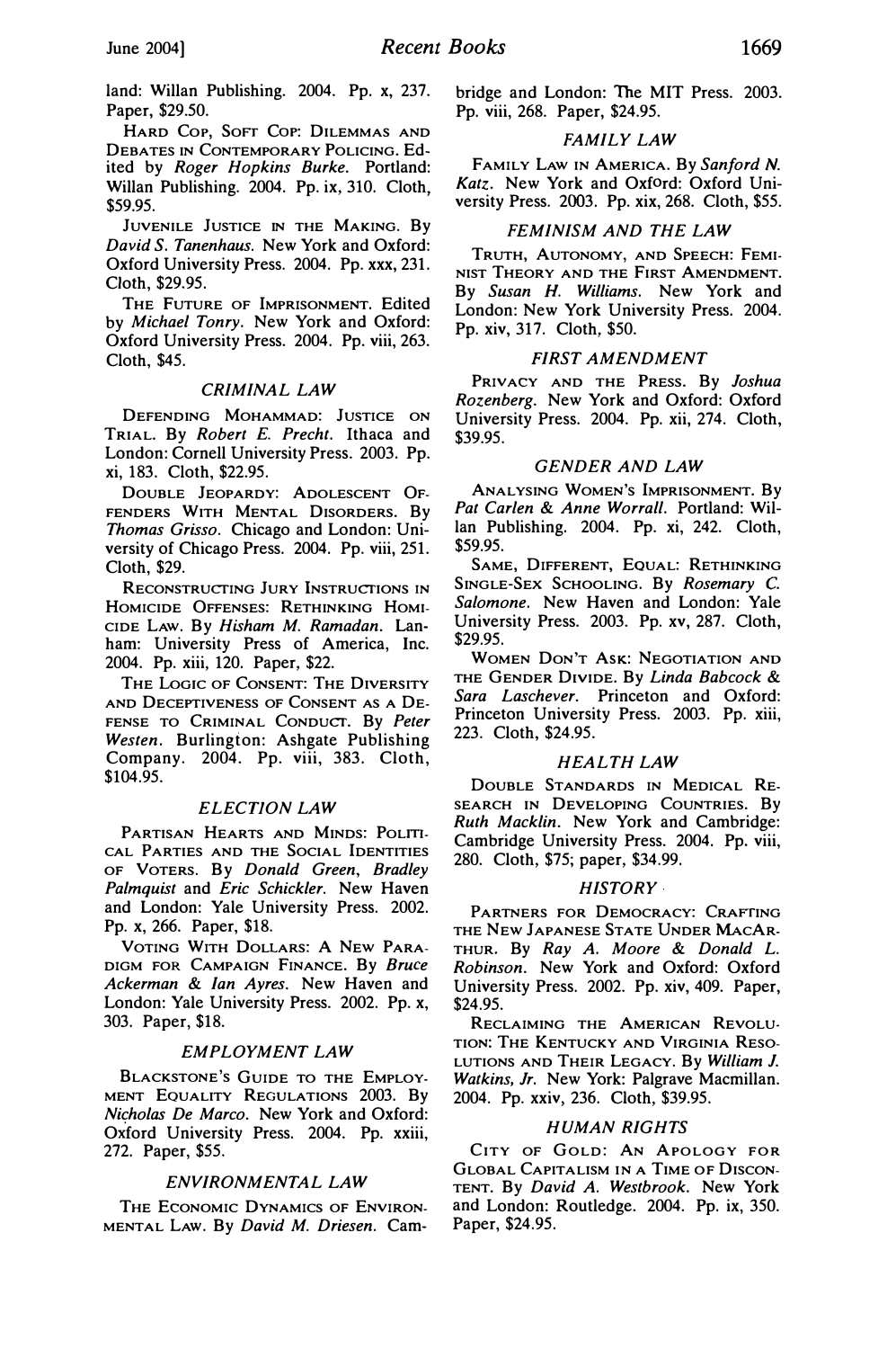land: Willan Publishing. 2004. Pp. x, 237. Paper, $29.50.

Hard Cop, Soft Cop: Dilemmas and Debates in Contemporary Policing. Edited by *Roger Hopkins Burke*. Portland: Willan Publishing. 2004. Pp. ix, 310. Cloth, $59.95.

Juvenile Justice in the Making. By *David S. Tanenhaus*. New York and Oxford: Oxford University Press. 2004. Pp. xxx, 231. Cloth, $29.95.

The Future of Imprisonment. Edited by *Michael Tonry*. New York and Oxford: Oxford University Press. 2004. Pp. viii, 263. Cloth, $45.

### *CRIMINAL LAW*

Defending Mohammad: Justice on Trial. By *Robert E. Precht*. Ithaca and London: Cornell University Press. 2003. Pp. xi, 183. Cloth, $22.95.

Double Jeopardy: Adolescent Offenders With Mental Disorders. By *Thomas Grisso*. Chicago and London: University of Chicago Press. 2004. Pp. viii, 251. Cloth, $29.

Reconstructing Jury Instructions in Homicide Offenses: Rethinking Homicide Law. By *Hisham M. Ramadan*. Lanham: University Press of America, Inc. 2004. Pp. xiii, 120. Paper, $22.

The Logic of Consent: The Diversity and Deceptiveness of Consent as a Defense to Criminal Conduct. By *Peter Westen*. Burlington: Ashgate Publishing Company. 2004. Pp. viii, 383. Cloth, $104.95.

### *ELECTION LAW*

Partisan Hearts and Minds: Political Parties and the Social Identities of Voters. By *Donald Green, Bradley Palmquist* and *Eric Schickler*. New Haven and London: Yale University Press. 2002. Pp. x, 266. Paper, $18.

Voting With Dollars: A New Paradigm for Campaign Finance. By *Bruce Ackerman* & *Ian Ayres*. New Haven and London: Yale University Press. 2002. Pp. x, 303. Paper, $18.

### *EMPLOYMENT LAW*

Blackstone's Guide to the Employment Equality Regulations 2003. By *Nicholas De Marco*. New York and Oxford: Oxford University Press. 2004. Pp. xxiii, 272. Paper, $55.

### *ENVIRONMENTAL LAW*

The Economic Dynamics of Environmental Law. By *David M. Driesen*. Cambridge and London: The MIT Press. 2003. Pp. viii, 268. Paper, $24.95.

### *FAMILY LAW*

Family Law in America. By *Sanford N. Katz*. New York and Oxford: Oxford University Press. 2003. Pp. xix, 268. Cloth, $55.

### *FEMINISM AND THE LAW*

Truth, Autonomy, and Speech: Feminist Theory and the First Amendment. By *Susan H. Williams*. New York and London: New York University Press. 2004. Pp. xiv, 317. Cloth, $50.

### *FIRST AMENDMENT*

Privacy and the Press. By *Joshua Rozenberg*. New York and Oxford: Oxford University Press. 2004. Pp. xii, 274. Cloth, $39.95.

### *GENDER AND LAW*

Analysing Women's Imprisonment. By *Pat Carlen* & *Anne Worrall*. Portland: Willan Publishing. 2004. Pp. xi, 242. Cloth, $59.95.

Same, Different, Equal: Rethinking Single-Sex Schooling. By *Rosemary C. Salomone*. New Haven and London: Yale University Press. 2003. Pp. xv, 287. Cloth, $29.95.

Women Don't Ask: Negotiation and the Gender Divide. By *Linda Babcock* & *Sara Laschever*. Princeton and Oxford: Princeton University Press. 2003. Pp. xiii, 223. Cloth, $24.95.

### *HEALTH LAW*

Double Standards in Medical Research in Developing Countries. By *Ruth Macklin*. New York and Cambridge: Cambridge University Press. 2004. Pp. viii, 280. Cloth, $75; paper, $34.99.

### *HISTORY*

Partners for Democracy: Crafting the New Japanese State Under MacArthur. By *Ray A. Moore* & *Donald L. Robinson*. New York and Oxford: Oxford University Press. 2002. Pp. xiv, 409. Paper, $24.95.

Reclaiming the American Revolution: The Kentucky and Virginia Resolutions and Their Legacy. By *William J. Watkins, Jr.* New York: Palgrave Macmillan. 2004. Pp. xxiv, 236. Cloth, $39.95.

### *HUMAN RIGHTS*

City of Gold: An Apology for Global Capitalism in a Time of Discontent. By *David A. Westbrook*. New York and London: Routledge. 2004. Pp. ix, 350. Paper, $24.95.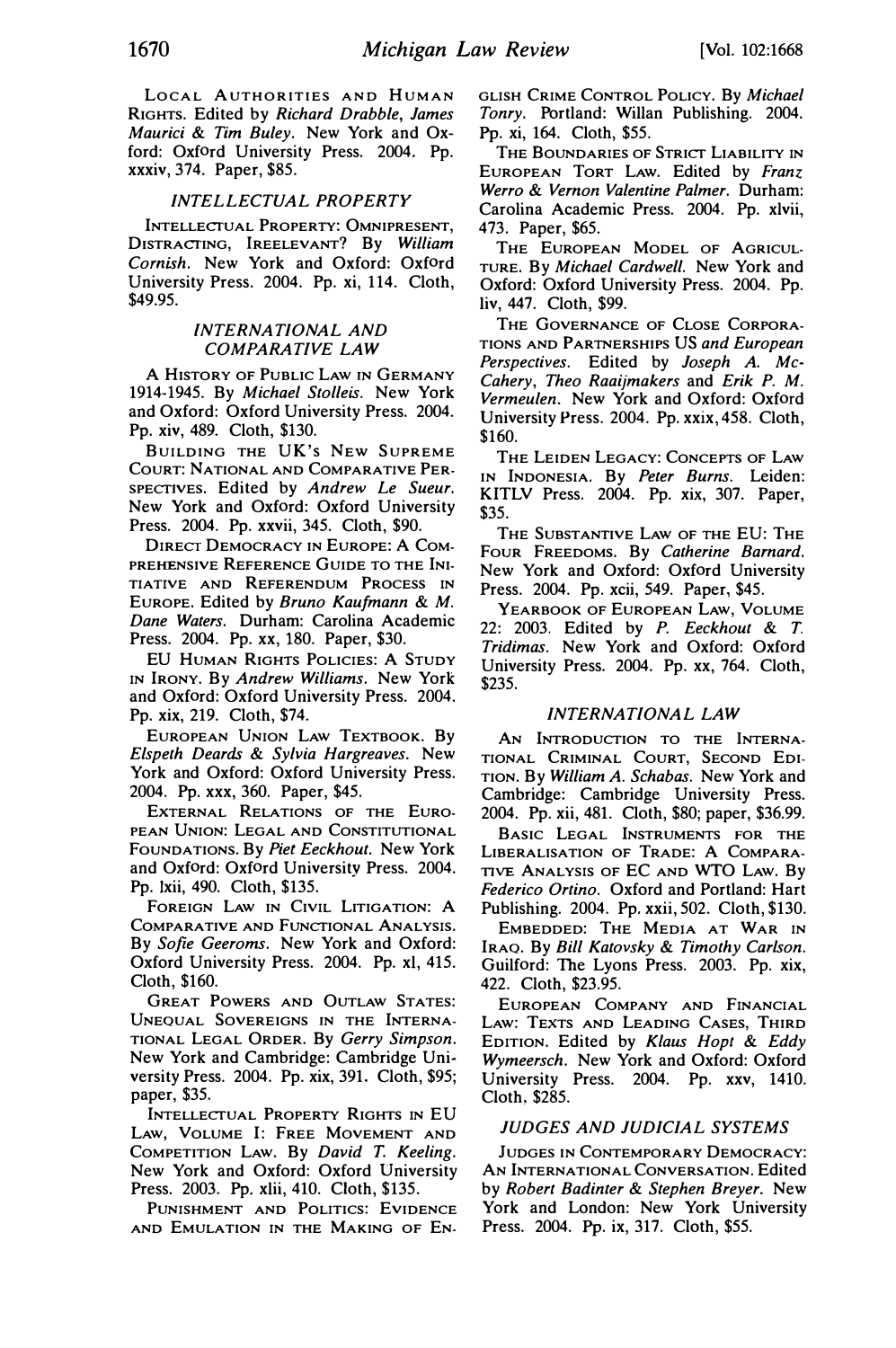LOCAL AUTHORITIES AND HUMAN RIGHTS. Edited by *Richard Drabble, James Maurici & Tim Buley*. New York and Oxford: Oxford University Press. 2004. Pp. xxxiv, 374. Paper, $85.

### *INTELLECTUAL PROPERTY*

INTELLECTUAL PROPERTY: OMNIPRESENT, DISTRACTING, IRRELEVANT? By *William Cornish*. New York and Oxford: Oxford University Press. 2004. Pp. xi, 114. Cloth, $49.95.

### *INTERNATIONAL AND COMPARATIVE LAW*

A HISTORY OF PUBLIC LAW IN GERMANY 1914-1945. By *Michael Stolleis*. New York and Oxford: Oxford University Press. 2004. Pp. xiv, 489. Cloth, $130.

BUILDING THE UK'S NEW SUPREME COURT: NATIONAL AND COMPARATIVE PERSPECTIVES. Edited by *Andrew Le Sueur*. New York and Oxford: Oxford University Press. 2004. Pp. xxvii, 345. Cloth, $90.

DIRECT DEMOCRACY IN EUROPE: A COMPREHENSIVE REFERENCE GUIDE TO THE INITIATIVE AND REFERENDUM PROCESS IN EUROPE. Edited by *Bruno Kaufmann & M. Dane Waters*. Durham: Carolina Academic Press. 2004. Pp. xx, 180. Paper, $30.

EU HUMAN RIGHTS POLICIES: A STUDY IN IRONY. By *Andrew Williams*. New York and Oxford: Oxford University Press. 2004. Pp. xix, 219. Cloth, $74.

EUROPEAN UNION LAW TEXTBOOK. By *Elspeth Deards & Sylvia Hargreaves*. New York and Oxford: Oxford University Press. 2004. Pp. xxx, 360. Paper, $45.

EXTERNAL RELATIONS OF THE EUROPEAN UNION: LEGAL AND CONSTITUTIONAL FOUNDATIONS. By *Piet Eeckhout*. New York and Oxford: Oxford University Press. 2004. Pp. lxii, 490. Cloth, $135.

FOREIGN LAW IN CIVIL LITIGATION: A COMPARATIVE AND FUNCTIONAL ANALYSIS. By *Sofie Geeroms*. New York and Oxford: Oxford University Press. 2004. Pp. xl, 415. Cloth, $160.

GREAT POWERS AND OUTLAW STATES: UNEQUAL SOVEREIGNS IN THE INTERNATIONAL LEGAL ORDER. By *Gerry Simpson*. New York and Cambridge: Cambridge University Press. 2004. Pp. xix, 391. Cloth, $95; paper, $35.

INTELLECTUAL PROPERTY RIGHTS IN EU LAW, VOLUME I: FREE MOVEMENT AND COMPETITION LAW. By *David T. Keeling*. New York and Oxford: Oxford University Press. 2003. Pp. xlii, 410. Cloth, $135.

PUNISHMENT AND POLITICS: EVIDENCE AND EMULATION IN THE MAKING OF ENGLISH CRIME CONTROL POLICY. By *Michael Tonry*. Portland: Willan Publishing. 2004. Pp. xi, 164. Cloth, $55.

THE BOUNDARIES OF STRICT LIABILITY IN EUROPEAN TORT LAW. Edited by *Franz Werro & Vernon Valentine Palmer*. Durham: Carolina Academic Press. 2004. Pp. xlvii, 473. Paper, $65.

THE EUROPEAN MODEL OF AGRICULTURE. By *Michael Cardwell*. New York and Oxford: Oxford University Press. 2004. Pp. liv, 447. Cloth, $99.

THE GOVERNANCE OF CLOSE CORPORATIONS AND PARTNERSHIPS US *and* European *Perspectives*. Edited by *Joseph A. McCahery, Theo Raaijmakers* and *Erik P. M. Vermeulen*. New York and Oxford: Oxford University Press. 2004. Pp. xxix, 458. Cloth, $160.

THE LEIDEN LEGACY: CONCEPTS OF LAW IN INDONESIA. By *Peter Burns*. Leiden: KITLV Press. 2004. Pp. xix, 307. Paper, $35.

THE SUBSTANTIVE LAW OF THE EU: THE FOUR FREEDOMS. By *Catherine Barnard*. New York and Oxford: Oxford University Press. 2004. Pp. xcii, 549. Paper, $45.

YEARBOOK OF EUROPEAN LAW, VOLUME 22: 2003. Edited by *P. Eeckhout & T. Tridimas*. New York and Oxford: Oxford University Press. 2004. Pp. xx, 764. Cloth, $235.

### *INTERNATIONAL LAW*

AN INTRODUCTION TO THE INTERNATIONAL CRIMINAL COURT, SECOND EDITION. By *William A. Schabas*. New York and Cambridge: Cambridge University Press. 2004. Pp. xii, 481. Cloth, $80; paper, $36.99.

BASIC LEGAL INSTRUMENTS FOR THE LIBERALISATION OF TRADE: A COMPARATIVE ANALYSIS OF EC AND WTO LAW. By *Federico Ortino*. Oxford and Portland: Hart Publishing. 2004. Pp. xxii, 502. Cloth, $130.

EMBEDDED: THE MEDIA AT WAR IN IRAQ. By *Bill Katovsky & Timothy Carlson*. Guilford: The Lyons Press. 2003. Pp. xix, 422. Cloth, $23.95.

EUROPEAN COMPANY AND FINANCIAL LAW: TEXTS AND LEADING CASES, THIRD EDITION. Edited by *Klaus Hopt & Eddy Wymeersch*. New York and Oxford: Oxford University Press. 2004. Pp. xxv, 1410. Cloth, $285.

### *JUDGES AND JUDICIAL SYSTEMS*

JUDGES IN CONTEMPORARY DEMOCRACY: AN INTERNATIONAL CONVERSATION. Edited by *Robert Badinter & Stephen Breyer*. New York and London: New York University Press. 2004. Pp. ix, 317. Cloth, $55.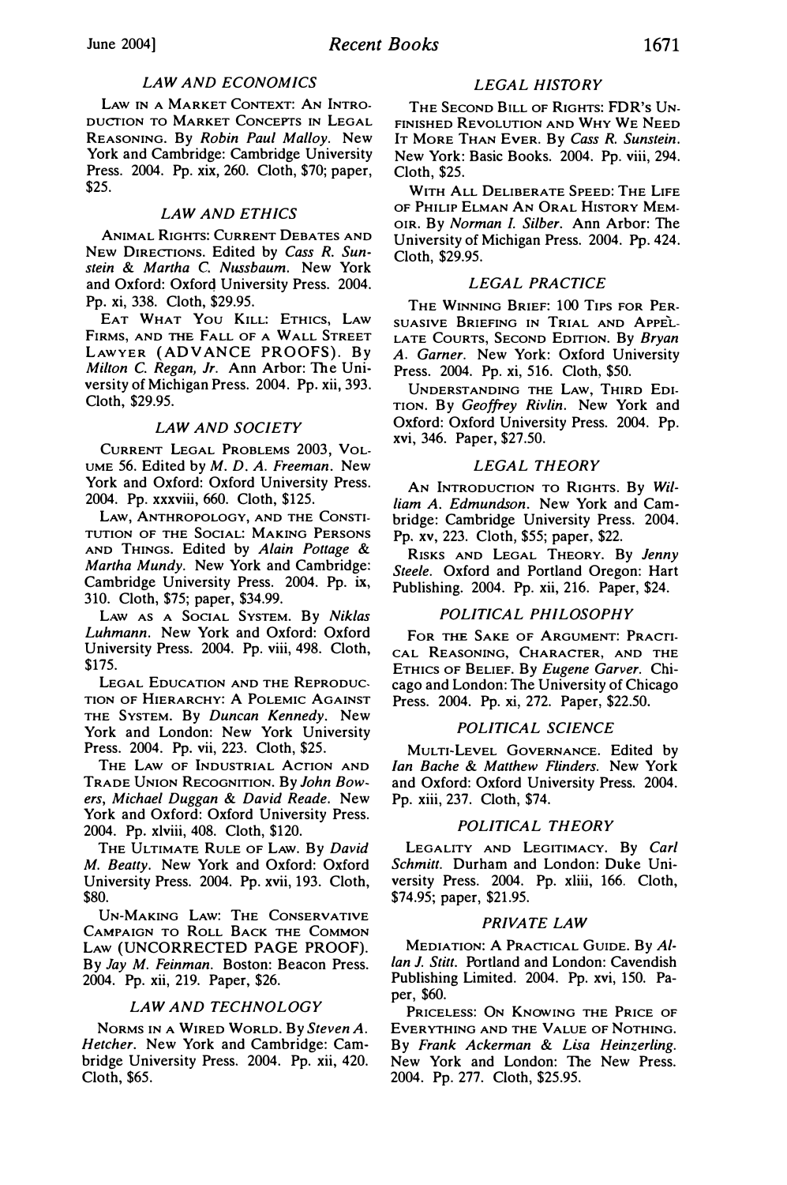### LAW AND ECONOMICS

LAW IN A MARKET CONTEXT: AN INTRODUCTION TO MARKET CONCEPTS IN LEGAL REASONING. By *Robin Paul Malloy*. New York and Cambridge: Cambridge University Press. 2004. Pp. xix, 260. Cloth, $70; paper, $25.

### LAW AND ETHICS

ANIMAL RIGHTS: CURRENT DEBATES AND NEW DIRECTIONS. Edited by *Cass R. Sunstein & Martha C. Nussbaum*. New York and Oxford: Oxford University Press. 2004. Pp. xi, 338. Cloth, $29.95.

EAT WHAT YOU KILL: ETHICS, LAW FIRMS, AND THE FALL OF A WALL STREET LAWYER (ADVANCE PROOFS). By *Milton C. Regan, Jr.* Ann Arbor: The University of Michigan Press. 2004. Pp. xii, 393. Cloth, $29.95.

### LAW AND SOCIETY

CURRENT LEGAL PROBLEMS 2003, VOLUME 56. Edited by *M. D. A. Freeman*. New York and Oxford: Oxford University Press. 2004. Pp. xxxviii, 660. Cloth, $125.

LAW, ANTHROPOLOGY, AND THE CONSTITUTION OF THE SOCIAL: MAKING PERSONS AND THINGS. Edited by *Alain Pottage & Martha Mundy*. New York and Cambridge: Cambridge University Press. 2004. Pp. ix, 310. Cloth, $75; paper, $34.99.

LAW AS A SOCIAL SYSTEM. By *Niklas Luhmann*. New York and Oxford: Oxford University Press. 2004. Pp. viii, 498. Cloth, $175.

LEGAL EDUCATION AND THE REPRODUCTION OF HIERARCHY: A POLEMIC AGAINST THE SYSTEM. By *Duncan Kennedy*. New York and London: New York University Press. 2004. Pp. vii, 223. Cloth, $25.

THE LAW OF INDUSTRIAL ACTION AND TRADE UNION RECOGNITION. By *John Bowers, Michael Duggan & David Reade*. New York and Oxford: Oxford University Press. 2004. Pp. xlviii, 408. Cloth, $120.

THE ULTIMATE RULE OF LAW. By *David M. Beatty*. New York and Oxford: Oxford University Press. 2004. Pp. xvii, 193. Cloth, $80.

UN-MAKING LAW: THE CONSERVATIVE CAMPAIGN TO ROLL BACK THE COMMON LAW (UNCORRECTED PAGE PROOF). By *Jay M. Feinman*. Boston: Beacon Press. 2004. Pp. xii, 219. Paper, $26.

### LAW AND TECHNOLOGY

NORMS IN A WIRED WORLD. By *Steven A. Hetcher*. New York and Cambridge: Cambridge University Press. 2004. Pp. xii, 420. Cloth, $65.

### LEGAL HISTORY

THE SECOND BILL OF RIGHTS: FDR'S UNFINISHED REVOLUTION AND WHY WE NEED IT MORE THAN EVER. By *Cass R. Sunstein*. New York: Basic Books. 2004. Pp. viii, 294. Cloth, $25.

WITH ALL DELIBERATE SPEED: THE LIFE OF PHILIP ELMAN AN ORAL HISTORY MEMOIR. By *Norman I. Silber*. Ann Arbor: The University of Michigan Press. 2004. Pp. 424. Cloth, $29.95.

### LEGAL PRACTICE

THE WINNING BRIEF: 100 TIPS FOR PERSUASIVE BRIEFING IN TRIAL AND APPELLATE COURTS, SECOND EDITION. By *Bryan A. Garner*. New York: Oxford University Press. 2004. Pp. xi, 516. Cloth, $50.

UNDERSTANDING THE LAW, THIRD EDITION. By *Geoffrey Rivlin*. New York and Oxford: Oxford University Press. 2004. Pp. xvi, 346. Paper, $27.50.

### LEGAL THEORY

AN INTRODUCTION TO RIGHTS. By *William A. Edmundson*. New York and Cambridge: Cambridge University Press. 2004. Pp. xv, 223. Cloth, $55; paper, $22.

RISKS AND LEGAL THEORY. By *Jenny Steele*. Oxford and Portland Oregon: Hart Publishing. 2004. Pp. xii, 216. Paper, $24.

### POLITICAL PHILOSOPHY

FOR THE SAKE OF ARGUMENT: PRACTICAL REASONING, CHARACTER, AND THE ETHICS OF BELIEF. By *Eugene Garver*. Chicago and London: The University of Chicago Press. 2004. Pp. xi, 272. Paper, $22.50.

### POLITICAL SCIENCE

MULTI-LEVEL GOVERNANCE. Edited by *Ian Bache & Matthew Flinders*. New York and Oxford: Oxford University Press. 2004. Pp. xiii, 237. Cloth, $74.

### POLITICAL THEORY

LEGALITY AND LEGITIMACY. By *Carl Schmitt*. Durham and London: Duke University Press. 2004. Pp. xliii, 166. Cloth, $74.95; paper, $21.95.

### PRIVATE LAW

MEDIATION: A PRACTICAL GUIDE. By *Allan J. Stitt*. Portland and London: Cavendish Publishing Limited. 2004. Pp. xvi, 150. Paper, $60.

PRICELESS: ON KNOWING THE PRICE OF EVERYTHING AND THE VALUE OF NOTHING. By *Frank Ackerman & Lisa Heinzerling*. New York and London: The New Press. 2004. Pp. 277. Cloth, $25.95.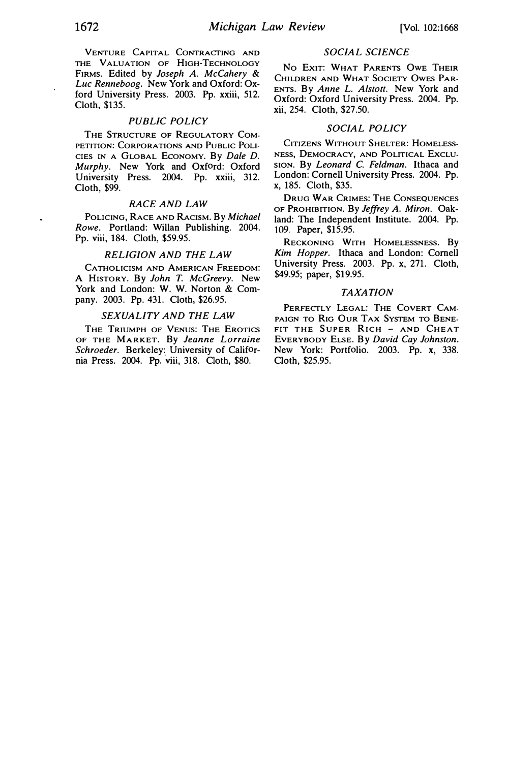VENTURE CAPITAL CONTRACTING AND THE VALUATION OF HIGH-TECHNOLOGY FIRMS. Edited by *Joseph A. McCahery & Luc Renneboog*. New York and Oxford: Oxford University Press. 2003. Pp. xxiii, 512. Cloth, $135.

### *PUBLIC POLICY*

THE STRUCTURE OF REGULATORY COMPETITION: CORPORATIONS AND PUBLIC POLICIES IN A GLOBAL ECONOMY. By *Dale D. Murphy*. New York and Oxford: Oxford University Press. 2004. Pp. xxiii, 312. Cloth, $99.

### *RACE AND LAW*

POLICING, RACE AND RACISM. By *Michael Rowe*. Portland: Willan Publishing. 2004. Pp. viii, 184. Cloth, $59.95.

### *RELIGION AND THE LAW*

CATHOLICISM AND AMERICAN FREEDOM: A HISTORY. By *John T. McGreevy*. New York and London: W. W. Norton & Company. 2003. Pp. 431. Cloth, $26.95.

### *SEXUALITY AND THE LAW*

THE TRIUMPH OF VENUS: THE EROTICS OF THE MARKET. By *Jeanne Lorraine Schroeder*. Berkeley: University of California Press. 2004. Pp. viii, 318. Cloth, $80.

### *SOCIAL SCIENCE*

NO EXIT: WHAT PARENTS OWE THEIR CHILDREN AND WHAT SOCIETY OWES PARENTS. By *Anne L. Alstott*. New York and Oxford: Oxford University Press. 2004. Pp. xii, 254. Cloth, $27.50.

### *SOCIAL POLICY*

CITIZENS WITHOUT SHELTER: HOMELESSNESS, DEMOCRACY, AND POLITICAL EXCLUSION. By *Leonard C. Feldman*. Ithaca and London: Cornell University Press. 2004. Pp. x, 185. Cloth, $35.

DRUG WAR CRIMES: THE CONSEQUENCES OF PROHIBITION. By *Jeffrey A. Miron*. Oakland: The Independent Institute. 2004. Pp. 109. Paper, $15.95.

RECKONING WITH HOMELESSNESS. By *Kim Hopper*. Ithaca and London: Cornell University Press. 2003. Pp. x, 271. Cloth, $49.95; paper, $19.95.

### *TAXATION*

PERFECTLY LEGAL: THE COVERT CAMPAIGN TO RIG OUR TAX SYSTEM TO BENEFIT THE SUPER RICH – AND CHEAT EVERYBODY ELSE. By *David Cay Johnston*. New York: Portfolio. 2003. Pp. x, 338. Cloth, $25.95.